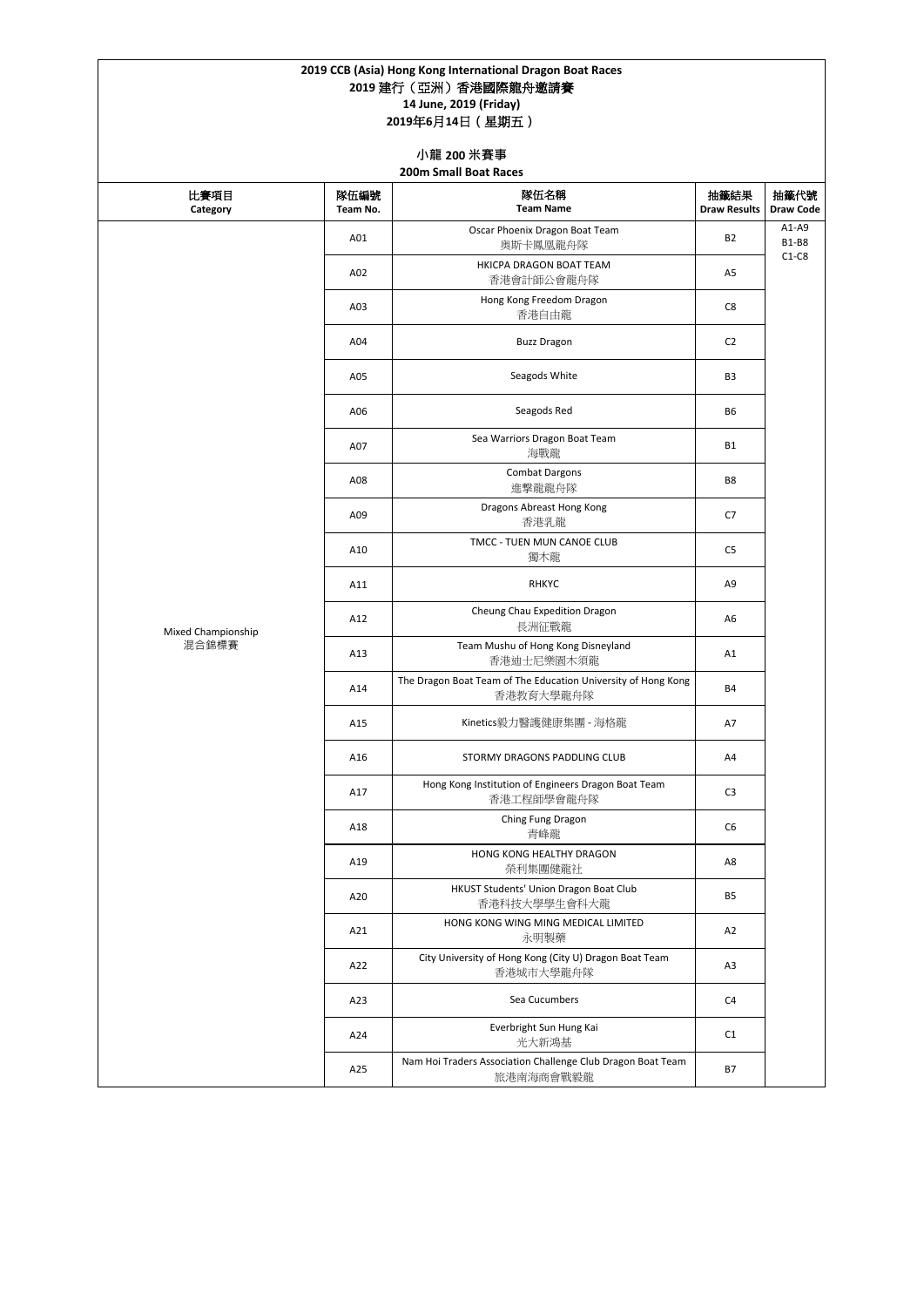**2019 CCB (Asia) Hong Kong International Dragon Boat Races**
**2019 建行（亞洲）香港國際龍舟邀請賽**
**14 June, 2019 (Friday)**
**2019年6月14日（星期五）**

**小龍 200 米賽事**
**200m Small Boat Races**

| 比賽項目 Category | 隊伍編號 Team No. | 隊伍名稱 Team Name | 抽籤結果 Draw Results | 抽籤代號 Draw Code |
|---|---|---|---|---|
| Mixed Championship 混合錦標賽 | A01 | Oscar Phoenix Dragon Boat Team 奧斯卡鳳凰龍舟隊 | B2 | A1-A9 B1-B8 C1-C8 |
| | A02 | HKICPA DRAGON BOAT TEAM 香港會計師公會龍舟隊 | A5 | |
| | A03 | Hong Kong Freedom Dragon 香港自由龍 | C8 | |
| | A04 | Buzz Dragon | C2 | |
| | A05 | Seagods White | B3 | |
| | A06 | Seagods Red | B6 | |
| | A07 | Sea Warriors Dragon Boat Team 海戰龍 | B1 | |
| | A08 | Combat Dargons 進擊龍龍舟隊 | B8 | |
| | A09 | Dragons Abreast Hong Kong 香港乳龍 | C7 | |
| | A10 | TMCC - TUEN MUN CANOE CLUB 獨木龍 | C5 | |
| | A11 | RHKYC | A9 | |
| | A12 | Cheung Chau Expedition Dragon 長洲征戰龍 | A6 | |
| | A13 | Team Mushu of Hong Kong Disneyland 香港迪士尼樂園木須龍 | A1 | |
| | A14 | The Dragon Boat Team of The Education University of Hong Kong 香港教育大學龍舟隊 | B4 | |
| | A15 | Kinetics毅力醫護健康集團 - 海格龍 | A7 | |
| | A16 | STORMY DRAGONS PADDLING CLUB | A4 | |
| | A17 | Hong Kong Institution of Engineers Dragon Boat Team 香港工程師學會龍舟隊 | C3 | |
| | A18 | Ching Fung Dragon 青峰龍 | C6 | |
| | A19 | HONG KONG HEALTHY DRAGON 榮利集團健龍社 | A8 | |
| | A20 | HKUST Students' Union Dragon Boat Club 香港科技大學學生會科大龍 | B5 | |
| | A21 | HONG KONG WING MING MEDICAL LIMITED 永明製藥 | A2 | |
| | A22 | City University of Hong Kong (City U) Dragon Boat Team 香港城市大學龍舟隊 | A3 | |
| | A23 | Sea Cucumbers | C4 | |
| | A24 | Everbright Sun Hung Kai 光大新鴻基 | C1 | |
| | A25 | Nam Hoi Traders Association Challenge Club Dragon Boat Team 旅港南海商會戰毅龍 | B7 | |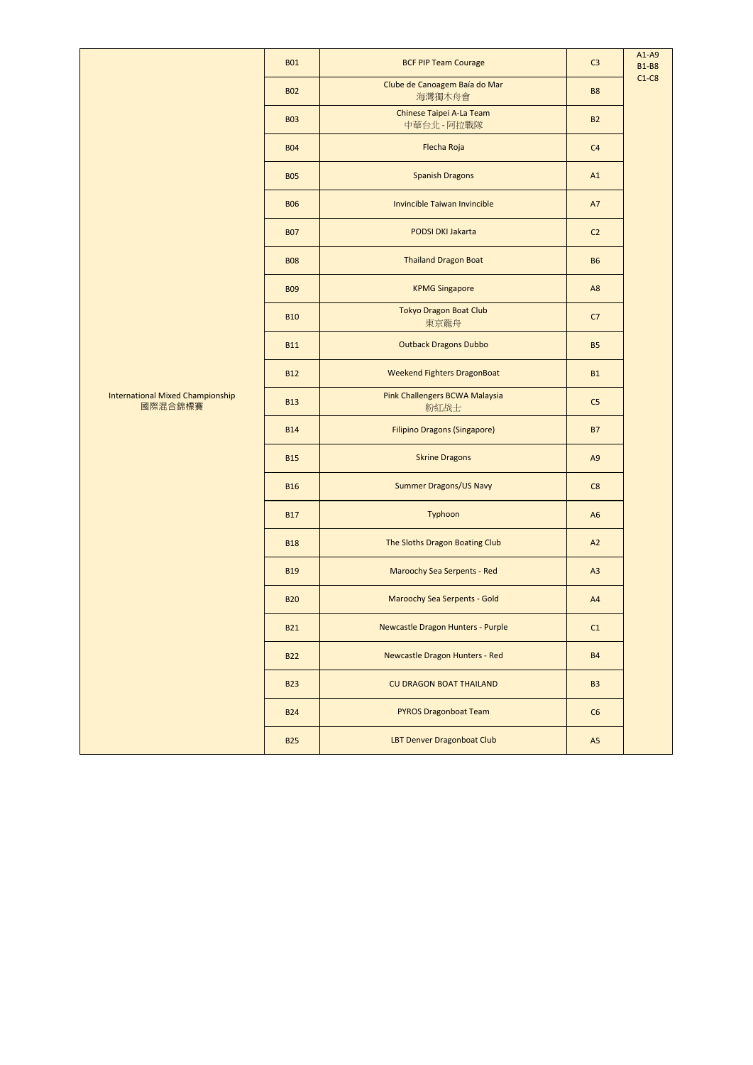| | | | | |
|---|---|---|---|---|
| International Mixed Championship 國際混合錦標賽 | B01 | BCF PIP Team Courage | C3 | A1-A9 B1-B8 C1-C8 |
| | B02 | Clube de Canoagem Baía do Mar 海灣獨木舟會 | B8 | |
| | B03 | Chinese Taipei A-La Team 中華台北 - 阿拉戰隊 | B2 | |
| | B04 | Flecha Roja | C4 | |
| | B05 | Spanish Dragons | A1 | |
| | B06 | Invincible Taiwan Invincible | A7 | |
| | B07 | PODSI DKI Jakarta | C2 | |
| | B08 | Thailand Dragon Boat | B6 | |
| | B09 | KPMG Singapore | A8 | |
| | B10 | Tokyo Dragon Boat Club 東京龍舟 | C7 | |
| | B11 | Outback Dragons Dubbo | B5 | |
| | B12 | Weekend Fighters DragonBoat | B1 | |
| | B13 | Pink Challengers BCWA Malaysia 粉紅战士 | C5 | |
| | B14 | Filipino Dragons (Singapore) | B7 | |
| | B15 | Skrine Dragons | A9 | |
| | B16 | Summer Dragons/US Navy | C8 | |
| | B17 | Typhoon | A6 | |
| | B18 | The Sloths Dragon Boating Club | A2 | |
| | B19 | Maroochy Sea Serpents - Red | A3 | |
| | B20 | Maroochy Sea Serpents - Gold | A4 | |
| | B21 | Newcastle Dragon Hunters - Purple | C1 | |
| | B22 | Newcastle Dragon Hunters - Red | B4 | |
| | B23 | CU DRAGON BOAT THAILAND | B3 | |
| | B24 | PYROS Dragonboat Team | C6 | |
| | B25 | LBT Denver Dragonboat Club | A5 | |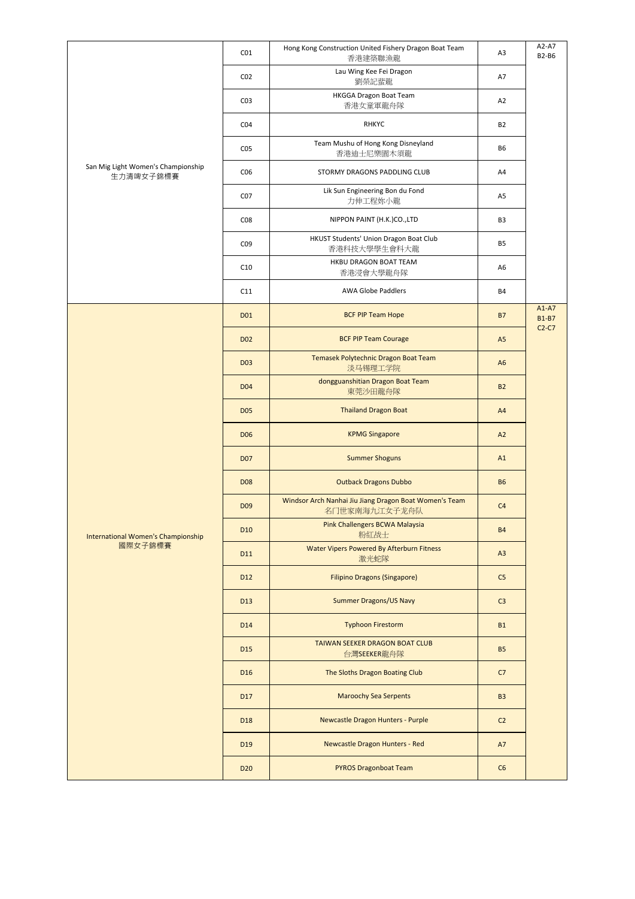| | | | | |
|---|---|---|---|---|
| San Mig Light Women's Championship 生力清啤女子錦標賽 | C01 | Hong Kong Construction United Fishery Dragon Boat Team 香港建築聯漁龍 | A3 | A2-A7 B2-B6 |
| | C02 | Lau Wing Kee Fei Dragon 劉榮記蜚龍 | A7 | |
| | C03 | HKGGA Dragon Boat Team 香港女童軍龍舟隊 | A2 | |
| | C04 | RHKYC | B2 | |
| | C05 | Team Mushu of Hong Kong Disneyland 香港迪士尼樂園木須龍 | B6 | |
| | C06 | STORMY DRAGONS PADDLING CLUB | A4 | |
| | C07 | Lik Sun Engineering Bon du Fond 力伸工程妳小龍 | A5 | |
| | C08 | NIPPON PAINT (H.K.)CO.,LTD | B3 | |
| | C09 | HKUST Students' Union Dragon Boat Club 香港科技大學學生會科大龍 | B5 | |
| | C10 | HKBU DRAGON BOAT TEAM 香港浸會大學龍舟隊 | A6 | |
| | C11 | AWA Globe Paddlers | B4 | |
| International Women's Championship 國際女子錦標賽 | D01 | BCF PIP Team Hope | B7 | A1-A7 B1-B7 C2-C7 |
| | D02 | BCF PIP Team Courage | A5 | |
| | D03 | Temasek Polytechnic Dragon Boat Team 淡马锡理工学院 | A6 | |
| | D04 | dongguanshitian Dragon Boat Team 東莞沙田龍舟隊 | B2 | |
| | D05 | Thailand Dragon Boat | A4 | |
| | D06 | KPMG Singapore | A2 | |
| | D07 | Summer Shoguns | A1 | |
| | D08 | Outback Dragons Dubbo | B6 | |
| | D09 | Windsor Arch Nanhai Jiu Jiang Dragon Boat Women's Team 名门世家南海九江女子龙舟队 | C4 | |
| | D10 | Pink Challengers BCWA Malaysia 粉紅战士 | B4 | |
| | D11 | Water Vipers Powered By Afterburn Fitness 激光蛇隊 | A3 | |
| | D12 | Filipino Dragons (Singapore) | C5 | |
| | D13 | Summer Dragons/US Navy | C3 | |
| | D14 | Typhoon Firestorm | B1 | |
| | D15 | TAIWAN SEEKER DRAGON BOAT CLUB 台灣SEEKER龍舟隊 | B5 | |
| | D16 | The Sloths Dragon Boating Club | C7 | |
| | D17 | Maroochy Sea Serpents | B3 | |
| | D18 | Newcastle Dragon Hunters - Purple | C2 | |
| | D19 | Newcastle Dragon Hunters - Red | A7 | |
| | D20 | PYROS Dragonboat Team | C6 | |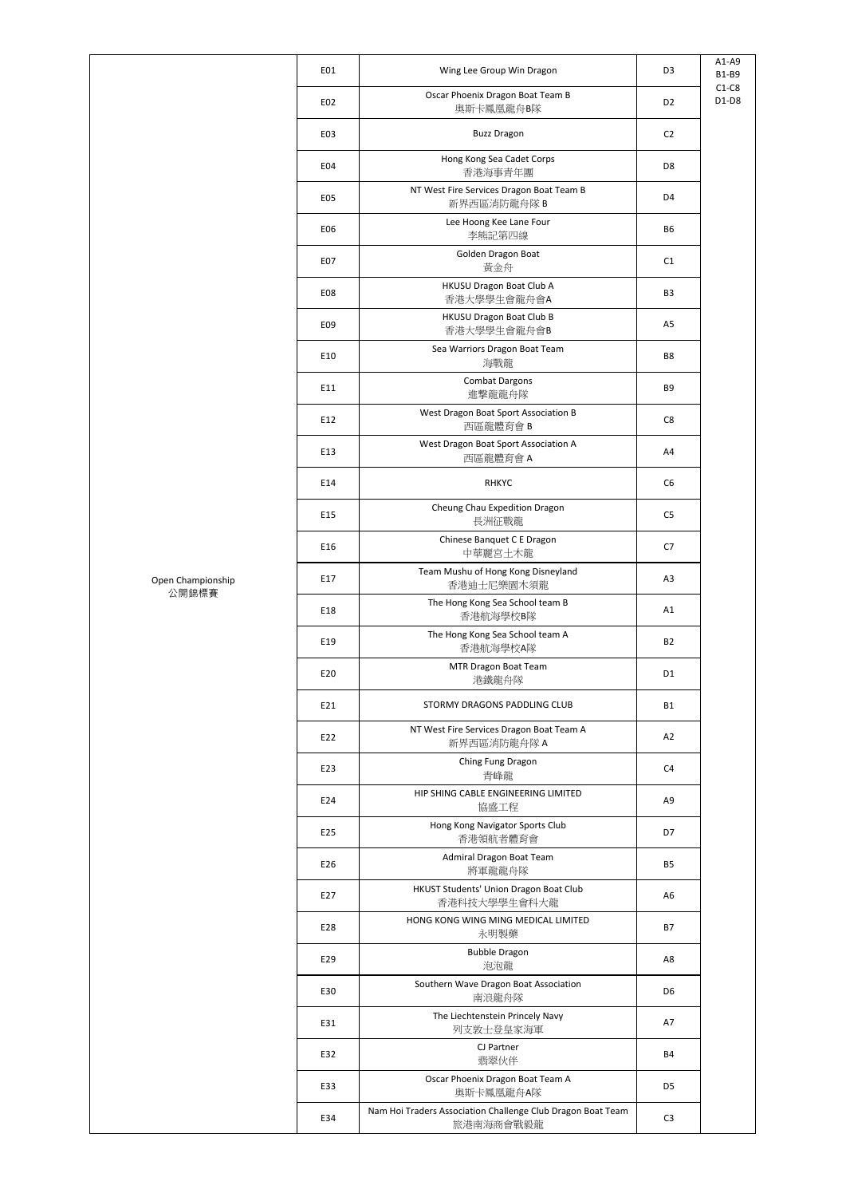| | | | | |
|---|---|---|---|---|
| Open Championship<br>公開錦標賽 | E01 | Wing Lee Group Win Dragon | D3 | A1-A9<br>B1-B9<br>C1-C8<br>D1-D8 |
| | E02 | Oscar Phoenix Dragon Boat Team B<br>奧斯卡鳳凰龍舟B隊 | D2 | |
| | E03 | Buzz Dragon | C2 | |
| | E04 | Hong Kong Sea Cadet Corps<br>香港海事青年團 | D8 | |
| | E05 | NT West Fire Services Dragon Boat Team B<br>新界西區消防龍舟隊 B | D4 | |
| | E06 | Lee Hoong Kee Lane Four<br>李熊記第四線 | B6 | |
| | E07 | Golden Dragon Boat<br>黃金舟 | C1 | |
| | E08 | HKUSU Dragon Boat Club A<br>香港大學學生會龍舟會A | B3 | |
| | E09 | HKUSU Dragon Boat Club B<br>香港大學學生會龍舟會B | A5 | |
| | E10 | Sea Warriors Dragon Boat Team<br>海戰龍 | B8 | |
| | E11 | Combat Dargons<br>進擊龍龍舟隊 | B9 | |
| | E12 | West Dragon Boat Sport Association B<br>西區龍體育會 B | C8 | |
| | E13 | West Dragon Boat Sport Association A<br>西區龍體育會 A | A4 | |
| | E14 | RHKYC | C6 | |
| | E15 | Cheung Chau Expedition Dragon<br>長洲征戰龍 | C5 | |
| | E16 | Chinese Banquet C E Dragon<br>中華麗宮土木龍 | C7 | |
| | E17 | Team Mushu of Hong Kong Disneyland<br>香港迪士尼樂園木須龍 | A3 | |
| | E18 | The Hong Kong Sea School team B<br>香港航海學校B隊 | A1 | |
| | E19 | The Hong Kong Sea School team A<br>香港航海學校A隊 | B2 | |
| | E20 | MTR Dragon Boat Team<br>港鐵龍舟隊 | D1 | |
| | E21 | STORMY DRAGONS PADDLING CLUB | B1 | |
| | E22 | NT West Fire Services Dragon Boat Team A<br>新界西區消防龍舟隊 A | A2 | |
| | E23 | Ching Fung Dragon<br>青峰龍 | C4 | |
| | E24 | HIP SHING CABLE ENGINEERING LIMITED<br>協盛工程 | A9 | |
| | E25 | Hong Kong Navigator Sports Club<br>香港領航者體育會 | D7 | |
| | E26 | Admiral Dragon Boat Team<br>將軍龍龍舟隊 | B5 | |
| | E27 | HKUST Students' Union Dragon Boat Club<br>香港科技大學學生會科大龍 | A6 | |
| | E28 | HONG KONG WING MING MEDICAL LIMITED<br>永明製藥 | B7 | |
| | E29 | Bubble Dragon<br>泡泡龍 | A8 | |
| | E30 | Southern Wave Dragon Boat Association<br>南浪龍舟隊 | D6 | |
| | E31 | The Liechtenstein Princely Navy<br>列支敦士登皇家海軍 | A7 | |
| | E32 | CJ Partner<br>翡翠伙伴 | B4 | |
| | E33 | Oscar Phoenix Dragon Boat Team A<br>奧斯卡鳳凰龍舟A隊 | D5 | |
| | E34 | Nam Hoi Traders Association Challenge Club Dragon Boat Team<br>旅港南海商會戰毅龍 | C3 | |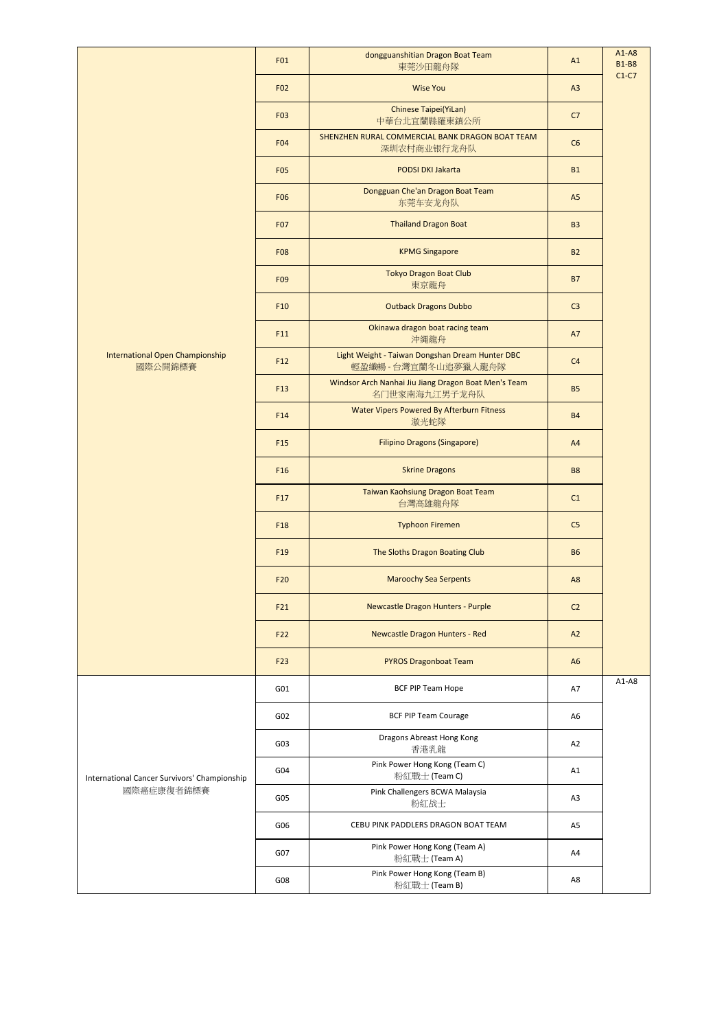| | | | | |
|---|---|---|---|---|
| International Open Championship 國際公開錦標賽 | F01 | dongguanshitian Dragon Boat Team 東莞沙田龍舟隊 | A1 | A1-A8 B1-B8 C1-C7 |
| | F02 | Wise You | A3 | |
| | F03 | Chinese Taipei(YiLan) 中華台北宜蘭縣羅東鎮公所 | C7 | |
| | F04 | SHENZHEN RURAL COMMERCIAL BANK DRAGON BOAT TEAM 深圳农村商业银行龙舟队 | C6 | |
| | F05 | PODSI DKI Jakarta | B1 | |
| | F06 | Dongguan Che'an Dragon Boat Team 东莞车安龙舟队 | A5 | |
| | F07 | Thailand Dragon Boat | B3 | |
| | F08 | KPMG Singapore | B2 | |
| | F09 | Tokyo Dragon Boat Club 東京龍舟 | B7 | |
| | F10 | Outback Dragons Dubbo | C3 | |
| | F11 | Okinawa dragon boat racing team 沖縄龍舟 | A7 | |
| | F12 | Light Weight - Taiwan Dongshan Dream Hunter DBC 輕盈纖暢 - 台灣宜蘭冬山追夢獵人龍舟隊 | C4 | |
| | F13 | Windsor Arch Nanhai Jiu Jiang Dragon Boat Men's Team 名门世家南海九江男子龙舟队 | B5 | |
| | F14 | Water Vipers Powered By Afterburn Fitness 激光蛇隊 | B4 | |
| | F15 | Filipino Dragons (Singapore) | A4 | |
| | F16 | Skrine Dragons | B8 | |
| | F17 | Taiwan Kaohsiung Dragon Boat Team 台灣高雄龍舟隊 | C1 | |
| | F18 | Typhoon Firemen | C5 | |
| | F19 | The Sloths Dragon Boating Club | B6 | |
| | F20 | Maroochy Sea Serpents | A8 | |
| | F21 | Newcastle Dragon Hunters - Purple | C2 | |
| | F22 | Newcastle Dragon Hunters - Red | A2 | |
| | F23 | PYROS Dragonboat Team | A6 | |
| International Cancer Survivors' Championship 國際癌症康復者錦標賽 | G01 | BCF PIP Team Hope | A7 | A1-A8 |
| | G02 | BCF PIP Team Courage | A6 | |
| | G03 | Dragons Abreast Hong Kong 香港乳龍 | A2 | |
| | G04 | Pink Power Hong Kong (Team C) 粉紅戰士 (Team C) | A1 | |
| | G05 | Pink Challengers BCWA Malaysia 粉红战士 | A3 | |
| | G06 | CEBU PINK PADDLERS DRAGON BOAT TEAM | A5 | |
| | G07 | Pink Power Hong Kong (Team A) 粉紅戰士 (Team A) | A4 | |
| | G08 | Pink Power Hong Kong (Team B) 粉紅戰士 (Team B) | A8 | |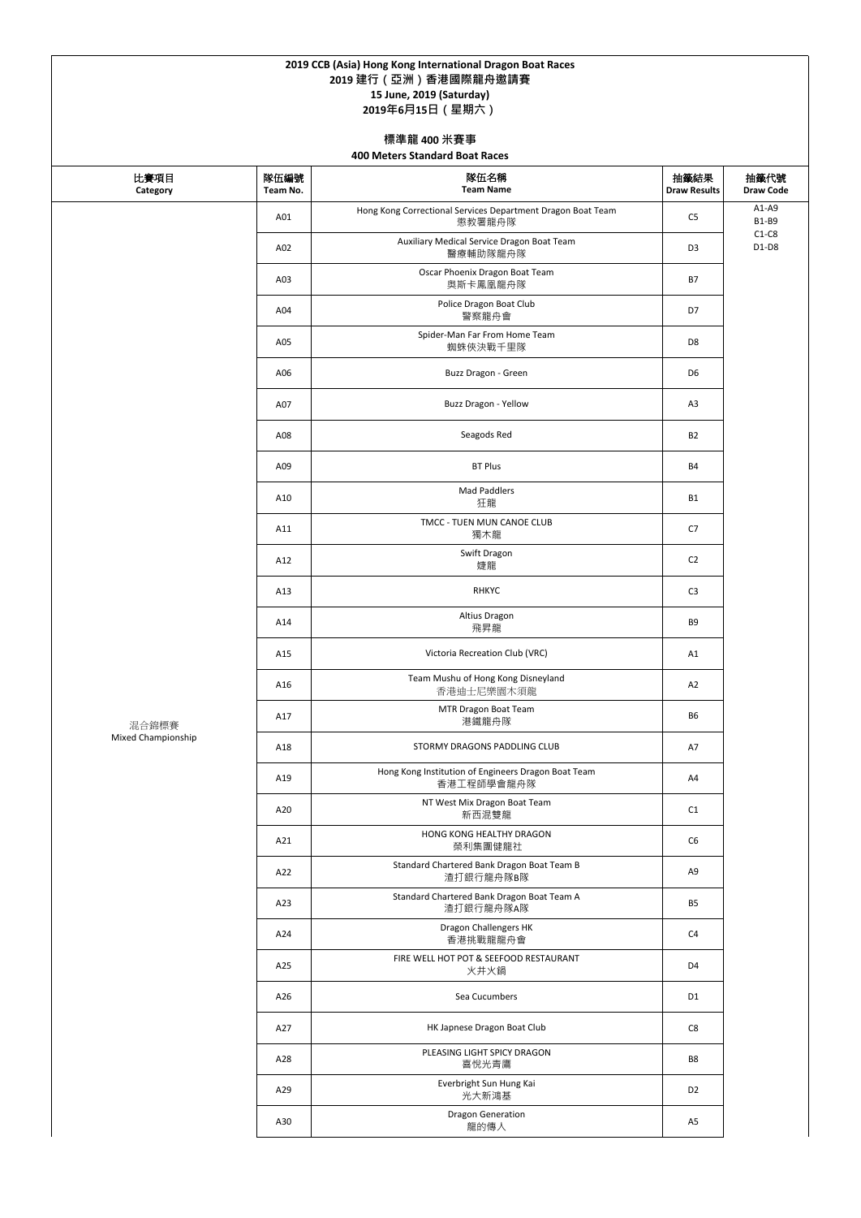**2019 CCB (Asia) Hong Kong International Dragon Boat Races**
**2019 建行（亞洲）香港國際龍舟邀請賽**
**15 June, 2019 (Saturday)**
**2019年6月15日（星期六）**

**標準龍 400 米賽事**
**400 Meters Standard Boat Races**

| 比賽項目 Category | 隊伍編號 Team No. | 隊伍名稱 Team Name | 抽籤結果 Draw Results | 抽籤代號 Draw Code |
|---|---|---|---|---|
| 混合錦標賽 Mixed Championship | A01 | Hong Kong Correctional Services Department Dragon Boat Team 懲教署龍舟隊 | C5 | A1-A9 B1-B9 C1-C8 D1-D8 |
| | A02 | Auxiliary Medical Service Dragon Boat Team 醫療輔助隊龍舟隊 | D3 | |
| | A03 | Oscar Phoenix Dragon Boat Team 奧斯卡鳳凰龍舟隊 | B7 | |
| | A04 | Police Dragon Boat Club 警察龍舟會 | D7 | |
| | A05 | Spider-Man Far From Home Team 蜘蛛俠决戰千里隊 | D8 | |
| | A06 | Buzz Dragon - Green | D6 | |
| | A07 | Buzz Dragon - Yellow | A3 | |
| | A08 | Seagods Red | B2 | |
| | A09 | BT Plus | B4 | |
| | A10 | Mad Paddlers 狂龍 | B1 | |
| | A11 | TMCC - TUEN MUN CANOE CLUB 獨木龍 | C7 | |
| | A12 | Swift Dragon 婕龍 | C2 | |
| | A13 | RHKYC | C3 | |
| | A14 | Altius Dragon 飛昇龍 | B9 | |
| | A15 | Victoria Recreation Club (VRC) | A1 | |
| | A16 | Team Mushu of Hong Kong Disneyland 香港迪士尼樂園木須龍 | A2 | |
| | A17 | MTR Dragon Boat Team 港鐵龍舟隊 | B6 | |
| | A18 | STORMY DRAGONS PADDLING CLUB | A7 | |
| | A19 | Hong Kong Institution of Engineers Dragon Boat Team 香港工程師學會龍舟隊 | A4 | |
| | A20 | NT West Mix Dragon Boat Team 新西混雙龍 | C1 | |
| | A21 | HONG KONG HEALTHY DRAGON 榮利集團健龍社 | C6 | |
| | A22 | Standard Chartered Bank Dragon Boat Team B 渣打銀行龍舟隊B隊 | A9 | |
| | A23 | Standard Chartered Bank Dragon Boat Team A 渣打銀行龍舟隊A隊 | B5 | |
| | A24 | Dragon Challengers HK 香港挑戰龍龍舟會 | C4 | |
| | A25 | FIRE WELL HOT POT & SEEFOOD RESTAURANT 火井火鍋 | D4 | |
| | A26 | Sea Cucumbers | D1 | |
| | A27 | HK Japnese Dragon Boat Club | C8 | |
| | A28 | PLEASING LIGHT SPICY DRAGON 喜悅光青鷹 | B8 | |
| | A29 | Everbright Sun Hung Kai 光大新鴻基 | D2 | |
| | A30 | Dragon Generation 龍的傳人 | A5 | |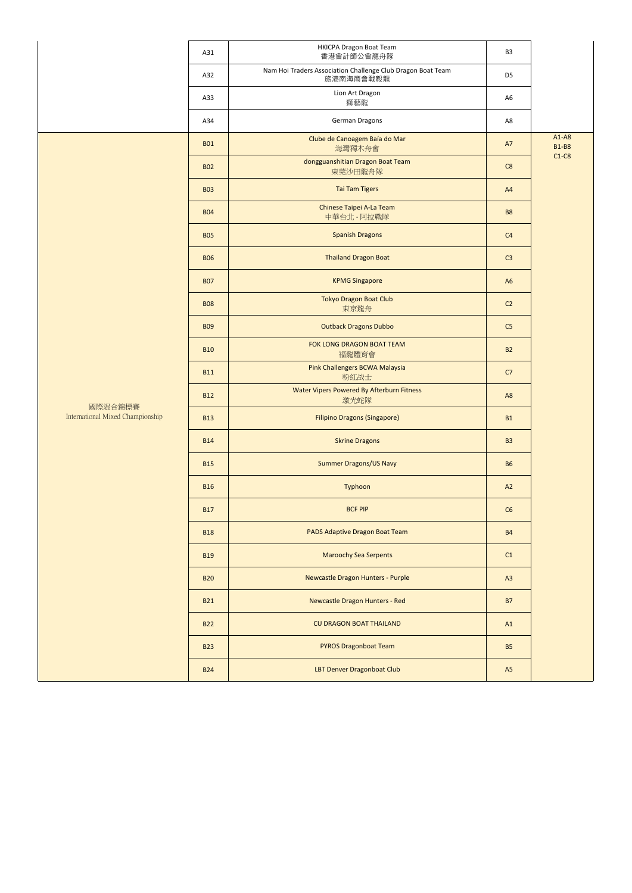| | | | | |
|---|---|---|---|---|
| | A31 | HKICPA Dragon Boat Team<br>香港會計師公會龍舟隊 | B3 | |
| | A32 | Nam Hoi Traders Association Challenge Club Dragon Boat Team<br>旅港南海商會戰毅龍 | D5 | |
| | A33 | Lion Art Dragon<br>獅藝龍 | A6 | |
| | A34 | German Dragons | A8 | |
| 國際混合錦標賽<br>International Mixed Championship | B01 | Clube de Canoagem Baía do Mar<br>海灣獨木舟會 | A7 | A1-A8<br>B1-B8<br>C1-C8 |
| | B02 | dongguanshitian Dragon Boat Team<br>東莞沙田龍舟隊 | C8 | |
| | B03 | Tai Tam Tigers | A4 | |
| | B04 | Chinese Taipei A-La Team<br>中華台北 - 阿拉戰隊 | B8 | |
| | B05 | Spanish Dragons | C4 | |
| | B06 | Thailand Dragon Boat | C3 | |
| | B07 | KPMG Singapore | A6 | |
| | B08 | Tokyo Dragon Boat Club<br>東京龍舟 | C2 | |
| | B09 | Outback Dragons Dubbo | C5 | |
| | B10 | FOK LONG DRAGON BOAT TEAM<br>福龍體育會 | B2 | |
| | B11 | Pink Challengers BCWA Malaysia<br>粉紅战士 | C7 | |
| | B12 | Water Vipers Powered By Afterburn Fitness<br>激光蛇隊 | A8 | |
| | B13 | Filipino Dragons (Singapore) | B1 | |
| | B14 | Skrine Dragons | B3 | |
| | B15 | Summer Dragons/US Navy | B6 | |
| | B16 | Typhoon | A2 | |
| | B17 | BCF PIP | C6 | |
| | B18 | PADS Adaptive Dragon Boat Team | B4 | |
| | B19 | Maroochy Sea Serpents | C1 | |
| | B20 | Newcastle Dragon Hunters - Purple | A3 | |
| | B21 | Newcastle Dragon Hunters - Red | B7 | |
| | B22 | CU DRAGON BOAT THAILAND | A1 | |
| | B23 | PYROS Dragonboat Team | B5 | |
| | B24 | LBT Denver Dragonboat Club | A5 | |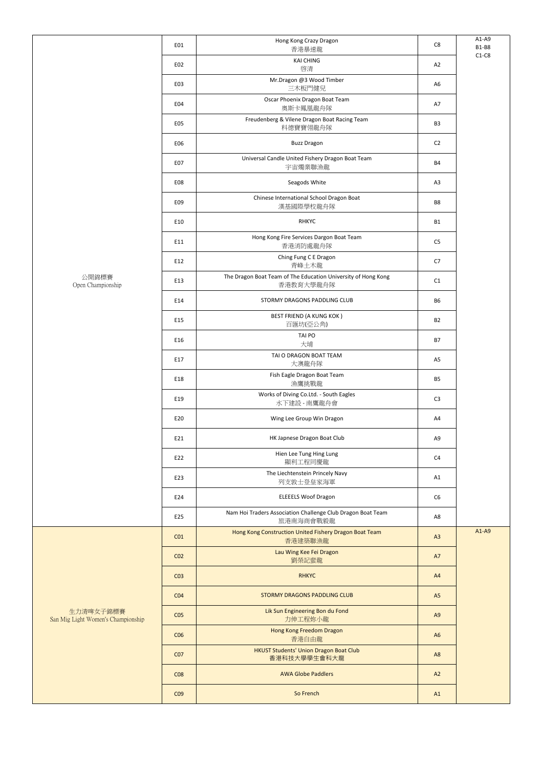| | | | | |
|---|---|---|---|---|
| 公開錦標賽<br>Open Championship | E01 | Hong Kong Crazy Dragon<br>香港暴速龍 | C8 | A1-A9<br>B1-B8<br>C1-C8 |
| | E02 | KAI CHING<br>啓清 | A2 | |
| | E03 | Mr.Dragon @3 Wood Timber<br>三木板門健兒 | A6 | |
| | E04 | Oscar Phoenix Dragon Boat Team<br>奧斯卡鳳凰龍舟隊 | A7 | |
| | E05 | Freudenberg & Vilene Dragon Boat Racing Team<br>科德寶寶翎龍舟隊 | B3 | |
| | E06 | Buzz Dragon | C2 | |
| | E07 | Universal Candle United Fishery Dragon Boat Team<br>宇宙燭業聯漁龍 | B4 | |
| | E08 | Seagods White | A3 | |
| | E09 | Chinese International School Dragon Boat<br>漢基國際學校龍舟隊 | B8 | |
| | E10 | RHKYC | B1 | |
| | E11 | Hong Kong Fire Services Dargon Boat Team<br>香港消防處龍舟隊 | C5 | |
| | E12 | Ching Fung C E Dragon<br>青峰土木龍 | C7 | |
| | E13 | The Dragon Boat Team of The Education University of Hong Kong<br>香港教育大學龍舟隊 | C1 | |
| | E14 | STORMY DRAGONS PADDLING CLUB | B6 | |
| | E15 | BEST FRIEND (A KUNG KOK )<br>百匯坊(亞公角) | B2 | |
| | E16 | TAI PO<br>大埔 | B7 | |
| | E17 | TAI O DRAGON BOAT TEAM<br>大澳龍舟隊 | A5 | |
| | E18 | Fish Eagle Dragon Boat Team<br>漁鷹挑戰龍 | B5 | |
| | E19 | Works of Diving Co.Ltd. - South Eagles<br>水下建設 - 南鷹龍舟會 | C3 | |
| | E20 | Wing Lee Group Win Dragon | A4 | |
| | E21 | HK Japnese Dragon Boat Club | A9 | |
| | E22 | Hien Lee Tung Hing Lung<br>顯利工程同慶龍 | C4 | |
| | E23 | The Liechtenstein Princely Navy<br>列支敦士登皇家海軍 | A1 | |
| | E24 | ELEEELS Woof Dragon | C6 | |
| | E25 | Nam Hoi Traders Association Challenge Club Dragon Boat Team<br>旅港南海商會戰毅龍 | A8 | |
| 生力清啤女子錦標賽<br>San Mig Light Women's Championship | C01 | Hong Kong Construction United Fishery Dragon Boat Team<br>香港建築聯漁龍 | A3 | A1-A9 |
| | C02 | Lau Wing Kee Fei Dragon<br>劉榮記蜚龍 | A7 | |
| | C03 | RHKYC | A4 | |
| | C04 | STORMY DRAGONS PADDLING CLUB | A5 | |
| | C05 | Lik Sun Engineering Bon du Fond<br>力伸工程妳小龍 | A9 | |
| | C06 | Hong Kong Freedom Dragon<br>香港自由龍 | A6 | |
| | C07 | HKUST Students' Union Dragon Boat Club<br>香港科技大學學生會科大龍 | A8 | |
| | C08 | AWA Globe Paddlers | A2 | |
| | C09 | So French | A1 | |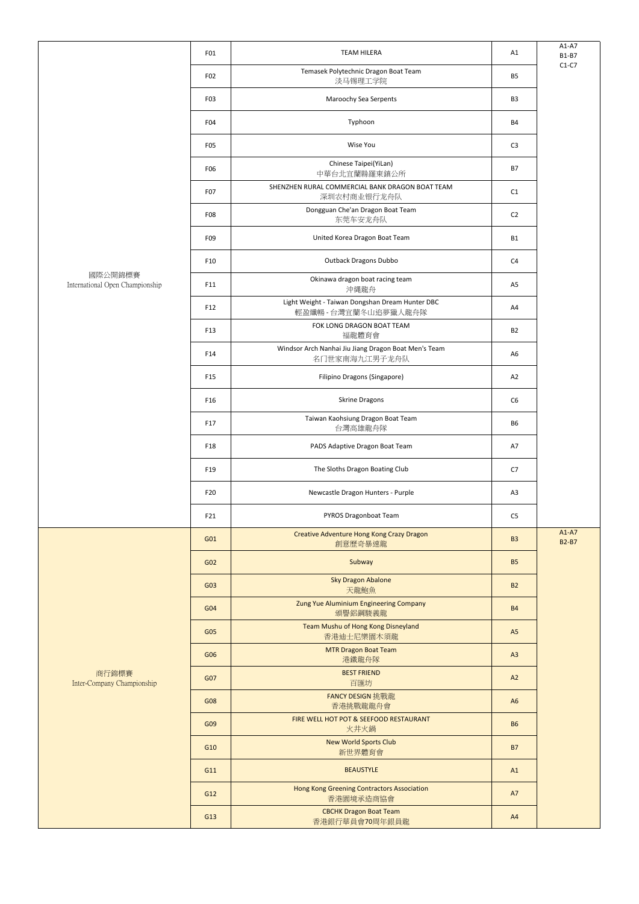| | | | | |
|---|---|---|---|---|
| 國際公開錦標賽<br>International Open Championship | F01 | TEAM HILERA | A1 | A1-A7<br>B1-B7<br>C1-C7 |
| | F02 | Temasek Polytechnic Dragon Boat Team<br>淡马锡理工学院 | B5 | |
| | F03 | Maroochy Sea Serpents | B3 | |
| | F04 | Typhoon | B4 | |
| | F05 | Wise You | C3 | |
| | F06 | Chinese Taipei(YiLan)<br>中華台北宜蘭縣羅東鎮公所 | B7 | |
| | F07 | SHENZHEN RURAL COMMERCIAL BANK DRAGON BOAT TEAM<br>深圳农村商业银行龙舟队 | C1 | |
| | F08 | Dongguan Che'an Dragon Boat Team<br>东莞车安龙舟队 | C2 | |
| | F09 | United Korea Dragon Boat Team | B1 | |
| | F10 | Outback Dragons Dubbo | C4 | |
| | F11 | Okinawa dragon boat racing team<br>沖縄龍舟 | A5 | |
| | F12 | Light Weight - Taiwan Dongshan Dream Hunter DBC<br>輕盈纖暢 - 台灣宜蘭冬山追夢獵人龍舟隊 | A4 | |
| | F13 | FOK LONG DRAGON BOAT TEAM<br>福龍體育會 | B2 | |
| | F14 | Windsor Arch Nanhai Jiu Jiang Dragon Boat Men's Team<br>名门世家南海九江男子龙舟队 | A6 | |
| | F15 | Filipino Dragons (Singapore) | A2 | |
| | F16 | Skrine Dragons | C6 | |
| | F17 | Taiwan Kaohsiung Dragon Boat Team<br>台灣高雄龍舟隊 | B6 | |
| | F18 | PADS Adaptive Dragon Boat Team | A7 | |
| | F19 | The Sloths Dragon Boating Club | C7 | |
| | F20 | Newcastle Dragon Hunters - Purple | A3 | |
| | F21 | PYROS Dragonboat Team | C5 | |
| 商行錦標賽<br>Inter-Company Championship | G01 | Creative Adventure Hong Kong Crazy Dragon<br>創意歷奇暴速龍 | B3 | A1-A7<br>B2-B7 |
| | G02 | Subway | B5 | |
| | G03 | Sky Dragon Abalone<br>天龍鮑魚 | B2 | |
| | G04 | Zung Yue Aluminium Engineering Company<br>頌譽鋁鋼駿義龍 | B4 | |
| | G05 | Team Mushu of Hong Kong Disneyland<br>香港迪士尼樂園木須龍 | A5 | |
| | G06 | MTR Dragon Boat Team<br>港鐵龍舟隊 | A3 | |
| | G07 | BEST FRIEND<br>百匯坊 | A2 | |
| | G08 | FANCY DESIGN 挑戰龍<br>香港挑戰龍龍舟會 | A6 | |
| | G09 | FIRE WELL HOT POT & SEEFOOD RESTAURANT<br>火井火鍋 | B6 | |
| | G10 | New World Sports Club<br>新世界體育會 | B7 | |
| | G11 | BEAUSTYLE | A1 | |
| | G12 | Hong Kong Greening Contractors Association<br>香港園境承造商協會 | A7 | |
| | G13 | CBCHK Dragon Boat Team<br>香港銀行華員會70周年銀員龍 | A4 | |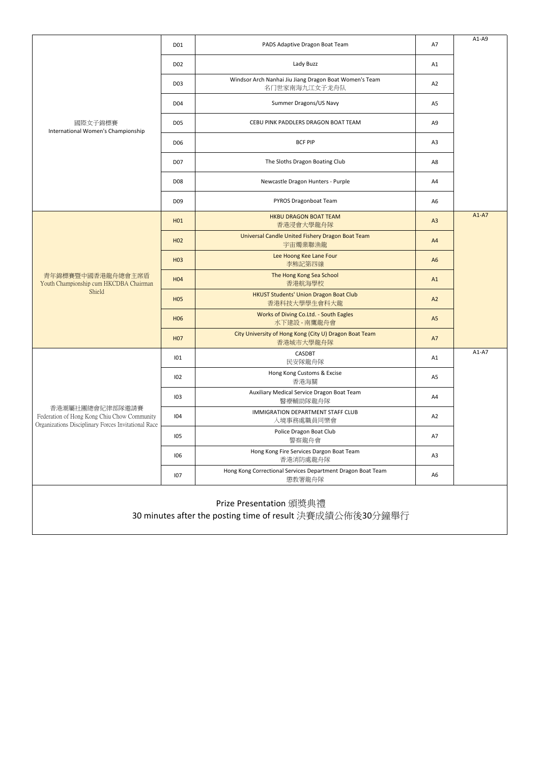| | | | | |
|---|---|---|---|---|
| 國際女子錦標賽<br>International Women's Championship | D01 | PADS Adaptive Dragon Boat Team | A7 | A1-A9 |
| | D02 | Lady Buzz | A1 | |
| | D03 | Windsor Arch Nanhai Jiu Jiang Dragon Boat Women's Team<br>名门世家南海九江女子龙舟队 | A2 | |
| | D04 | Summer Dragons/US Navy | A5 | |
| | D05 | CEBU PINK PADDLERS DRAGON BOAT TEAM | A9 | |
| | D06 | BCF PIP | A3 | |
| | D07 | The Sloths Dragon Boating Club | A8 | |
| | D08 | Newcastle Dragon Hunters - Purple | A4 | |
| | D09 | PYROS Dragonboat Team | A6 | |
| 青年錦標賽暨中國香港龍舟總會主席盾<br>Youth Championship cum HKCDBA Chairman Shield | H01 | HKBU DRAGON BOAT TEAM<br>香港浸會大學龍舟隊 | A3 | A1-A7 |
| | H02 | Universal Candle United Fishery Dragon Boat Team<br>宇宙燭業聯漁龍 | A4 | |
| | H03 | Lee Hoong Kee Lane Four<br>李熊記第四線 | A6 | |
| | H04 | The Hong Kong Sea School<br>香港航海學校 | A1 | |
| | H05 | HKUST Students' Union Dragon Boat Club<br>香港科技大學學生會科大龍 | A2 | |
| | H06 | Works of Diving Co.Ltd. - South Eagles<br>水下建設 - 南鷹龍舟會 | A5 | |
| | H07 | City University of Hong Kong (City U) Dragon Boat Team<br>香港城市大學龍舟隊 | A7 | |
| 香港潮屬社團總會紀律部隊邀請賽<br>Federation of Hong Kong Chiu Chow Community Organizations Disciplinary Forces Invitational Race | I01 | CASDBT<br>民安隊龍舟隊 | A1 | A1-A7 |
| | I02 | Hong Kong Customs & Excise<br>香港海關 | A5 | |
| | I03 | Auxiliary Medical Service Dragon Boat Team<br>醫療輔助隊龍舟隊 | A4 | |
| | I04 | IMMIGRATION DEPARTMENT STAFF CLUB<br>入境事務處職員同樂會 | A2 | |
| | I05 | Police Dragon Boat Club<br>警察龍舟會 | A7 | |
| | I06 | Hong Kong Fire Services Dargon Boat Team<br>香港消防處龍舟隊 | A3 | |
| | I07 | Hong Kong Correctional Services Department Dragon Boat Team<br>懲教署龍舟隊 | A6 | |

Prize Presentation 頒獎典禮

30 minutes after the posting time of result 決賽成績公佈後30分鐘舉行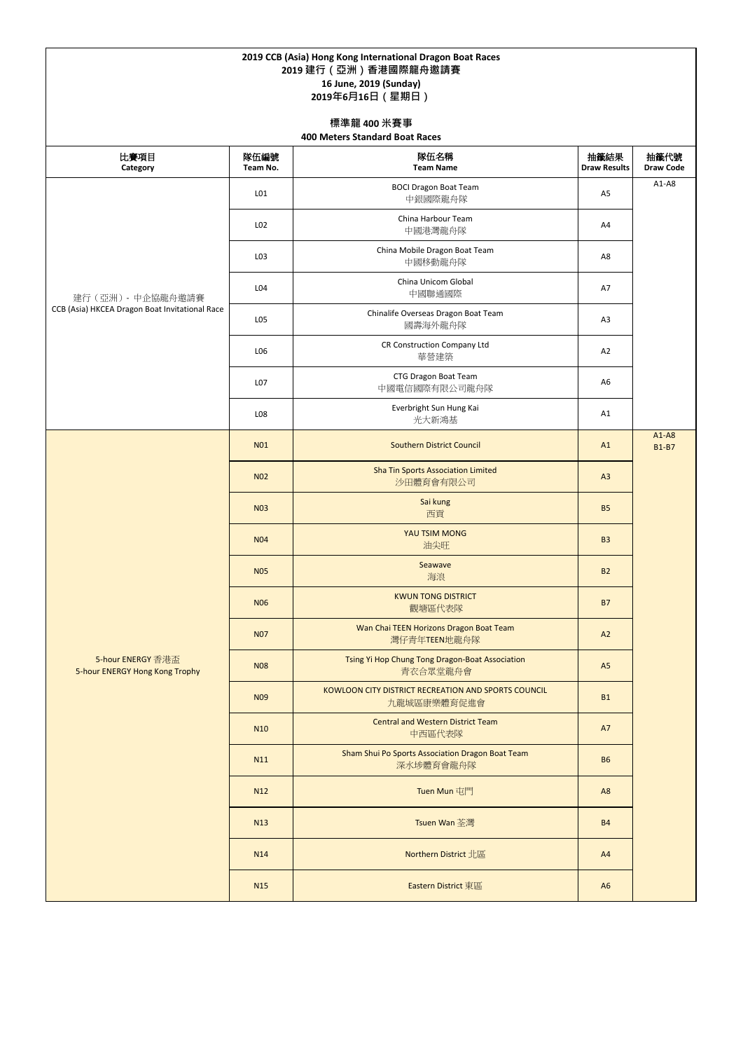**2019 CCB (Asia) Hong Kong International Dragon Boat Races**
**2019 建行（亞洲）香港國際龍舟邀請賽**
**16 June, 2019 (Sunday)**
**2019年6月16日（星期日）**

**標準龍 400 米賽事**
**400 Meters Standard Boat Races**

| 比賽項目 Category | 隊伍編號 Team No. | 隊伍名稱 Team Name | 抽籤結果 Draw Results | 抽籤代號 Draw Code |
|---|---|---|---|---|
| 建行（亞洲）- 中企協龍舟邀請賽 CCB (Asia) HKCEA Dragon Boat Invitational Race | L01 | BOCI Dragon Boat Team 中銀國際龍舟隊 | A5 | A1-A8 |
| | L02 | China Harbour Team 中國港灣龍舟隊 | A4 | |
| | L03 | China Mobile Dragon Boat Team 中國移動龍舟隊 | A8 | |
| | L04 | China Unicom Global 中國聯通國際 | A7 | |
| | L05 | Chinalife Overseas Dragon Boat Team 國壽海外龍舟隊 | A3 | |
| | L06 | CR Construction Company Ltd 華營建築 | A2 | |
| | L07 | CTG Dragon Boat Team 中國電信國際有限公司龍舟隊 | A6 | |
| | L08 | Everbright Sun Hung Kai 光大新鴻基 | A1 | |
| 5-hour ENERGY 香港盃 5-hour ENERGY Hong Kong Trophy | N01 | Southern District Council | A1 | A1-A8 B1-B7 |
| | N02 | Sha Tin Sports Association Limited 沙田體育會有限公司 | A3 | |
| | N03 | Sai kung 西貢 | B5 | |
| | N04 | YAU TSIM MONG 油尖旺 | B3 | |
| | N05 | Seawave 海浪 | B2 | |
| | N06 | KWUN TONG DISTRICT 觀塘區代表隊 | B7 | |
| | N07 | Wan Chai TEEN Horizons Dragon Boat Team 灣仔青年TEEN地龍舟隊 | A2 | |
| | N08 | Tsing Yi Hop Chung Tong Dragon-Boat Association 青衣合眾堂龍舟會 | A5 | |
| | N09 | KOWLOON CITY DISTRICT RECREATION AND SPORTS COUNCIL 九龍城區康樂體育促進會 | B1 | |
| | N10 | Central and Western District Team 中西區代表隊 | A7 | |
| | N11 | Sham Shui Po Sports Association Dragon Boat Team 深水埗體育會龍舟隊 | B6 | |
| | N12 | Tuen Mun 屯門 | A8 | |
| | N13 | Tsuen Wan 荃灣 | B4 | |
| | N14 | Northern District 北區 | A4 | |
| | N15 | Eastern District 東區 | A6 | |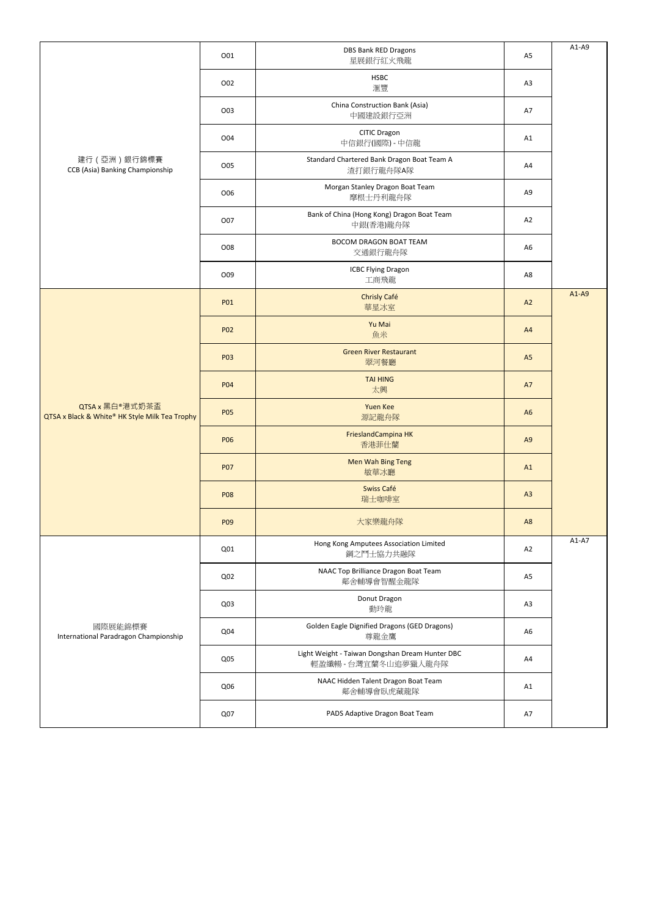| | | | | |
|---|---|---|---|---|
| 建行（亞洲）銀行錦標賽<br>CCB (Asia) Banking Championship | O01 | DBS Bank RED Dragons<br>星展銀行紅火飛龍 | A5 | A1-A9 |
| | O02 | HSBC<br>滙豐 | A3 | |
| | O03 | China Construction Bank (Asia)<br>中國建設銀行亞洲 | A7 | |
| | O04 | CITIC Dragon<br>中信銀行(國際) - 中信龍 | A1 | |
| | O05 | Standard Chartered Bank Dragon Boat Team A<br>渣打銀行龍舟隊A隊 | A4 | |
| | O06 | Morgan Stanley Dragon Boat Team<br>摩根士丹利龍舟隊 | A9 | |
| | O07 | Bank of China (Hong Kong) Dragon Boat Team<br>中銀(香港)龍舟隊 | A2 | |
| | O08 | BOCOM DRAGON BOAT TEAM<br>交通銀行龍舟隊 | A6 | |
| | O09 | ICBC Flying Dragon<br>工商飛龍 | A8 | |
| QTSA x 黑白®港式奶茶盃<br>QTSA x Black & White® HK Style Milk Tea Trophy | P01 | Chrisly Café<br>華星冰室 | A2 | A1-A9 |
| | P02 | Yu Mai<br>魚米 | A4 | |
| | P03 | Green River Restaurant<br>翠河餐廳 | A5 | |
| | P04 | TAI HING<br>太興 | A7 | |
| | P05 | Yuen Kee<br>源記龍舟隊 | A6 | |
| | P06 | FrieslandCampina HK<br>香港菲仕蘭 | A9 | |
| | P07 | Men Wah Bing Teng<br>敏華冰廳 | A1 | |
| | P08 | Swiss Café<br>瑞士咖啡室 | A3 | |
| | P09 | 大家樂龍舟隊 | A8 | |
| 國際展能錦標賽<br>International Paradragon Championship | Q01 | Hong Kong Amputees Association Limited<br>鋼之鬥士協力共融隊 | A2 | A1-A7 |
| | Q02 | NAAC Top Brilliance Dragon Boat Team<br>鄰舍輔導會智醒金龍隊 | A5 | |
| | Q03 | Donut Dragon<br>動玲龍 | A3 | |
| | Q04 | Golden Eagle Dignified Dragons (GED Dragons)<br>尊龍金鷹 | A6 | |
| | Q05 | Light Weight - Taiwan Dongshan Dream Hunter DBC<br>輕盈纖暢 - 台灣宜蘭冬山追夢獵人龍舟隊 | A4 | |
| | Q06 | NAAC Hidden Talent Dragon Boat Team<br>鄰舍輔導會臥虎藏龍隊 | A1 | |
| | Q07 | PADS Adaptive Dragon Boat Team | A7 | |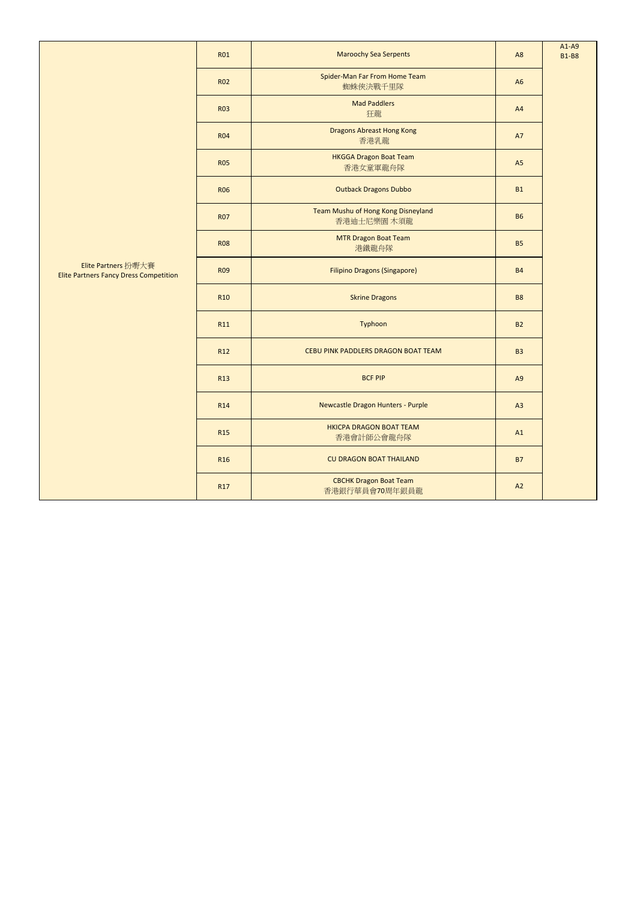| | | | | |
|---|---|---|---|---|
| Elite Partners 扮嘢大賽<br>Elite Partners Fancy Dress Competition | R01 | Maroochy Sea Serpents | A8 | A1-A9<br>B1-B8 |
| | R02 | Spider-Man Far From Home Team<br>蜘蛛俠決戰千里隊 | A6 | |
| | R03 | Mad Paddlers<br>狂龍 | A4 | |
| | R04 | Dragons Abreast Hong Kong<br>香港乳龍 | A7 | |
| | R05 | HKGGA Dragon Boat Team<br>香港女童軍龍舟隊 | A5 | |
| | R06 | Outback Dragons Dubbo | B1 | |
| | R07 | Team Mushu of Hong Kong Disneyland<br>香港迪士尼樂園 木須龍 | B6 | |
| | R08 | MTR Dragon Boat Team<br>港鐵龍舟隊 | B5 | |
| | R09 | Filipino Dragons (Singapore) | B4 | |
| | R10 | Skrine Dragons | B8 | |
| | R11 | Typhoon | B2 | |
| | R12 | CEBU PINK PADDLERS DRAGON BOAT TEAM | B3 | |
| | R13 | BCF PIP | A9 | |
| | R14 | Newcastle Dragon Hunters - Purple | A3 | |
| | R15 | HKICPA DRAGON BOAT TEAM<br>香港會計師公會龍舟隊 | A1 | |
| | R16 | CU DRAGON BOAT THAILAND | B7 | |
| | R17 | CBCHK Dragon Boat Team<br>香港銀行華員會70周年銀員龍 | A2 | |